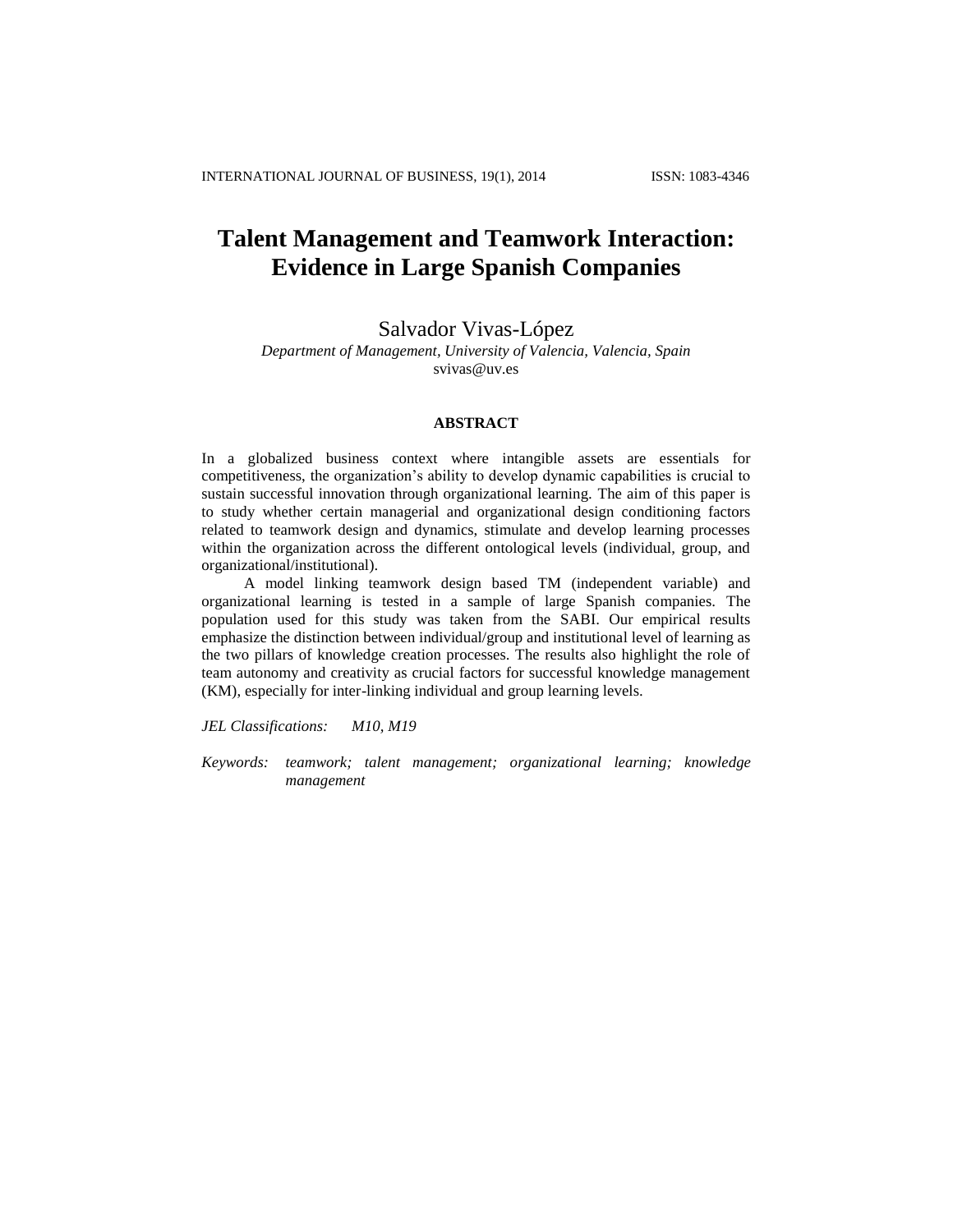# Talent Management and Teamwork Interaction: Evidence in Large Spanish Companies

Salvador Vivas-López

*Department of Management, University of Valencia, Valencia, Spain*
svivas@uv.es

## ABSTRACT

In a globalized business context where intangible assets are essentials for competitiveness, the organization's ability to develop dynamic capabilities is crucial to sustain successful innovation through organizational learning. The aim of this paper is to study whether certain managerial and organizational design conditioning factors related to teamwork design and dynamics, stimulate and develop learning processes within the organization across the different ontological levels (individual, group, and organizational/institutional).

A model linking teamwork design based TM (independent variable) and organizational learning is tested in a sample of large Spanish companies. The population used for this study was taken from the SABI. Our empirical results emphasize the distinction between individual/group and institutional level of learning as the two pillars of knowledge creation processes. The results also highlight the role of team autonomy and creativity as crucial factors for successful knowledge management (KM), especially for inter-linking individual and group learning levels.

*JEL Classifications:* *M10, M19*

*Keywords:* *teamwork; talent management; organizational learning; knowledge management*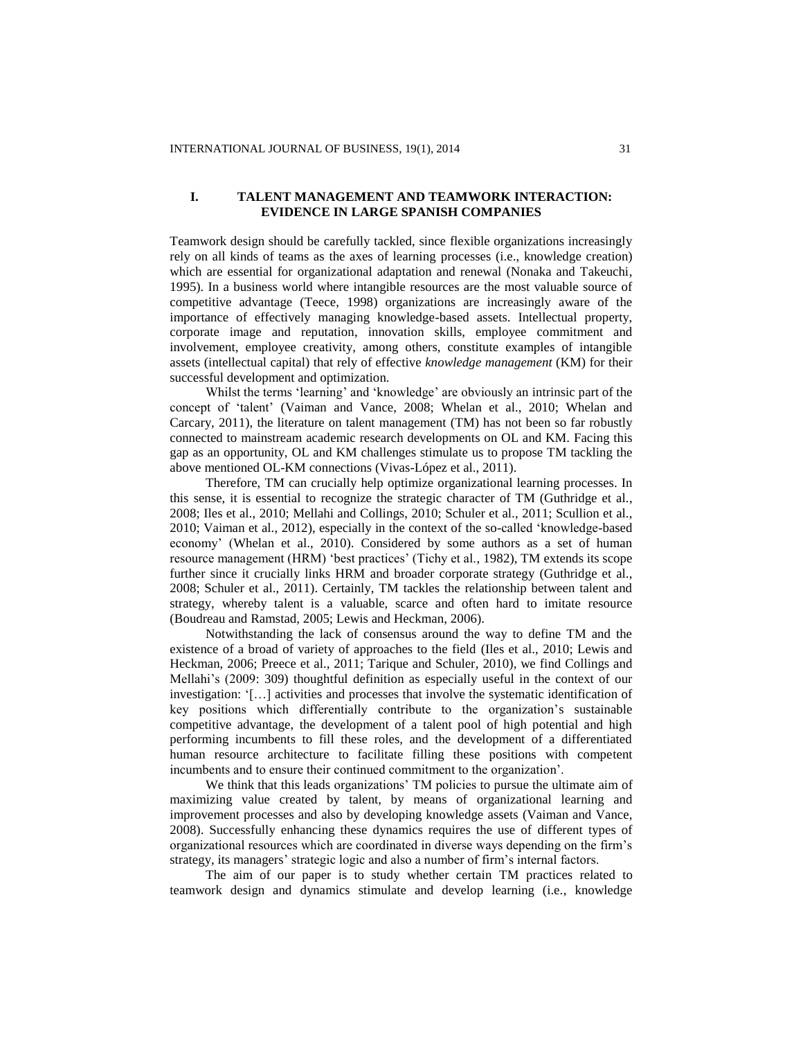## I. TALENT MANAGEMENT AND TEAMWORK INTERACTION: EVIDENCE IN LARGE SPANISH COMPANIES

Teamwork design should be carefully tackled, since flexible organizations increasingly rely on all kinds of teams as the axes of learning processes (i.e., knowledge creation) which are essential for organizational adaptation and renewal (Nonaka and Takeuchi, 1995). In a business world where intangible resources are the most valuable source of competitive advantage (Teece, 1998) organizations are increasingly aware of the importance of effectively managing knowledge-based assets. Intellectual property, corporate image and reputation, innovation skills, employee commitment and involvement, employee creativity, among others, constitute examples of intangible assets (intellectual capital) that rely of effective *knowledge management* (KM) for their successful development and optimization.

Whilst the terms 'learning' and 'knowledge' are obviously an intrinsic part of the concept of 'talent' (Vaiman and Vance, 2008; Whelan et al., 2010; Whelan and Carcary, 2011), the literature on talent management (TM) has not been so far robustly connected to mainstream academic research developments on OL and KM. Facing this gap as an opportunity, OL and KM challenges stimulate us to propose TM tackling the above mentioned OL-KM connections (Vivas-López et al., 2011).

Therefore, TM can crucially help optimize organizational learning processes. In this sense, it is essential to recognize the strategic character of TM (Guthridge et al., 2008; Iles et al., 2010; Mellahi and Collings, 2010; Schuler et al., 2011; Scullion et al., 2010; Vaiman et al., 2012), especially in the context of the so-called 'knowledge-based economy' (Whelan et al., 2010). Considered by some authors as a set of human resource management (HRM) 'best practices' (Tichy et al., 1982), TM extends its scope further since it crucially links HRM and broader corporate strategy (Guthridge et al., 2008; Schuler et al., 2011). Certainly, TM tackles the relationship between talent and strategy, whereby talent is a valuable, scarce and often hard to imitate resource (Boudreau and Ramstad, 2005; Lewis and Heckman, 2006).

Notwithstanding the lack of consensus around the way to define TM and the existence of a broad of variety of approaches to the field (Iles et al., 2010; Lewis and Heckman, 2006; Preece et al., 2011; Tarique and Schuler, 2010), we find Collings and Mellahi's (2009: 309) thoughtful definition as especially useful in the context of our investigation: '[…] activities and processes that involve the systematic identification of key positions which differentially contribute to the organization's sustainable competitive advantage, the development of a talent pool of high potential and high performing incumbents to fill these roles, and the development of a differentiated human resource architecture to facilitate filling these positions with competent incumbents and to ensure their continued commitment to the organization'.

We think that this leads organizations' TM policies to pursue the ultimate aim of maximizing value created by talent, by means of organizational learning and improvement processes and also by developing knowledge assets (Vaiman and Vance, 2008). Successfully enhancing these dynamics requires the use of different types of organizational resources which are coordinated in diverse ways depending on the firm's strategy, its managers' strategic logic and also a number of firm's internal factors.

The aim of our paper is to study whether certain TM practices related to teamwork design and dynamics stimulate and develop learning (i.e., knowledge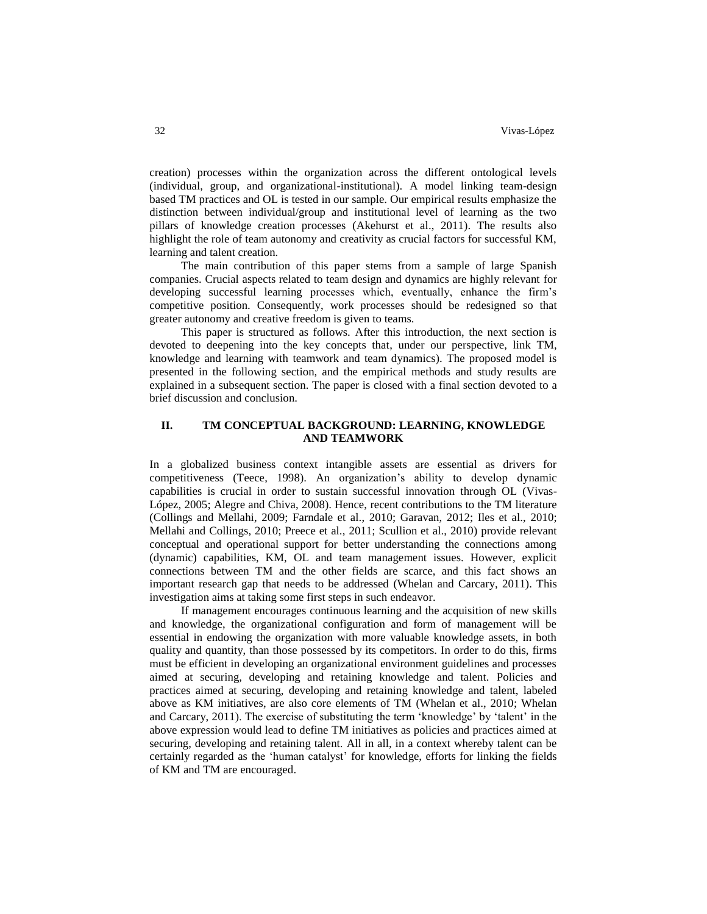creation) processes within the organization across the different ontological levels (individual, group, and organizational-institutional). A model linking team-design based TM practices and OL is tested in our sample. Our empirical results emphasize the distinction between individual/group and institutional level of learning as the two pillars of knowledge creation processes (Akehurst et al., 2011). The results also highlight the role of team autonomy and creativity as crucial factors for successful KM, learning and talent creation.

The main contribution of this paper stems from a sample of large Spanish companies. Crucial aspects related to team design and dynamics are highly relevant for developing successful learning processes which, eventually, enhance the firm's competitive position. Consequently, work processes should be redesigned so that greater autonomy and creative freedom is given to teams.

This paper is structured as follows. After this introduction, the next section is devoted to deepening into the key concepts that, under our perspective, link TM, knowledge and learning with teamwork and team dynamics). The proposed model is presented in the following section, and the empirical methods and study results are explained in a subsequent section. The paper is closed with a final section devoted to a brief discussion and conclusion.

## II. TM CONCEPTUAL BACKGROUND: LEARNING, KNOWLEDGE AND TEAMWORK

In a globalized business context intangible assets are essential as drivers for competitiveness (Teece, 1998). An organization's ability to develop dynamic capabilities is crucial in order to sustain successful innovation through OL (Vivas-López, 2005; Alegre and Chiva, 2008). Hence, recent contributions to the TM literature (Collings and Mellahi, 2009; Farndale et al., 2010; Garavan, 2012; Iles et al., 2010; Mellahi and Collings, 2010; Preece et al., 2011; Scullion et al., 2010) provide relevant conceptual and operational support for better understanding the connections among (dynamic) capabilities, KM, OL and team management issues. However, explicit connections between TM and the other fields are scarce, and this fact shows an important research gap that needs to be addressed (Whelan and Carcary, 2011). This investigation aims at taking some first steps in such endeavor.

If management encourages continuous learning and the acquisition of new skills and knowledge, the organizational configuration and form of management will be essential in endowing the organization with more valuable knowledge assets, in both quality and quantity, than those possessed by its competitors. In order to do this, firms must be efficient in developing an organizational environment guidelines and processes aimed at securing, developing and retaining knowledge and talent. Policies and practices aimed at securing, developing and retaining knowledge and talent, labeled above as KM initiatives, are also core elements of TM (Whelan et al., 2010; Whelan and Carcary, 2011). The exercise of substituting the term 'knowledge' by 'talent' in the above expression would lead to define TM initiatives as policies and practices aimed at securing, developing and retaining talent. All in all, in a context whereby talent can be certainly regarded as the 'human catalyst' for knowledge, efforts for linking the fields of KM and TM are encouraged.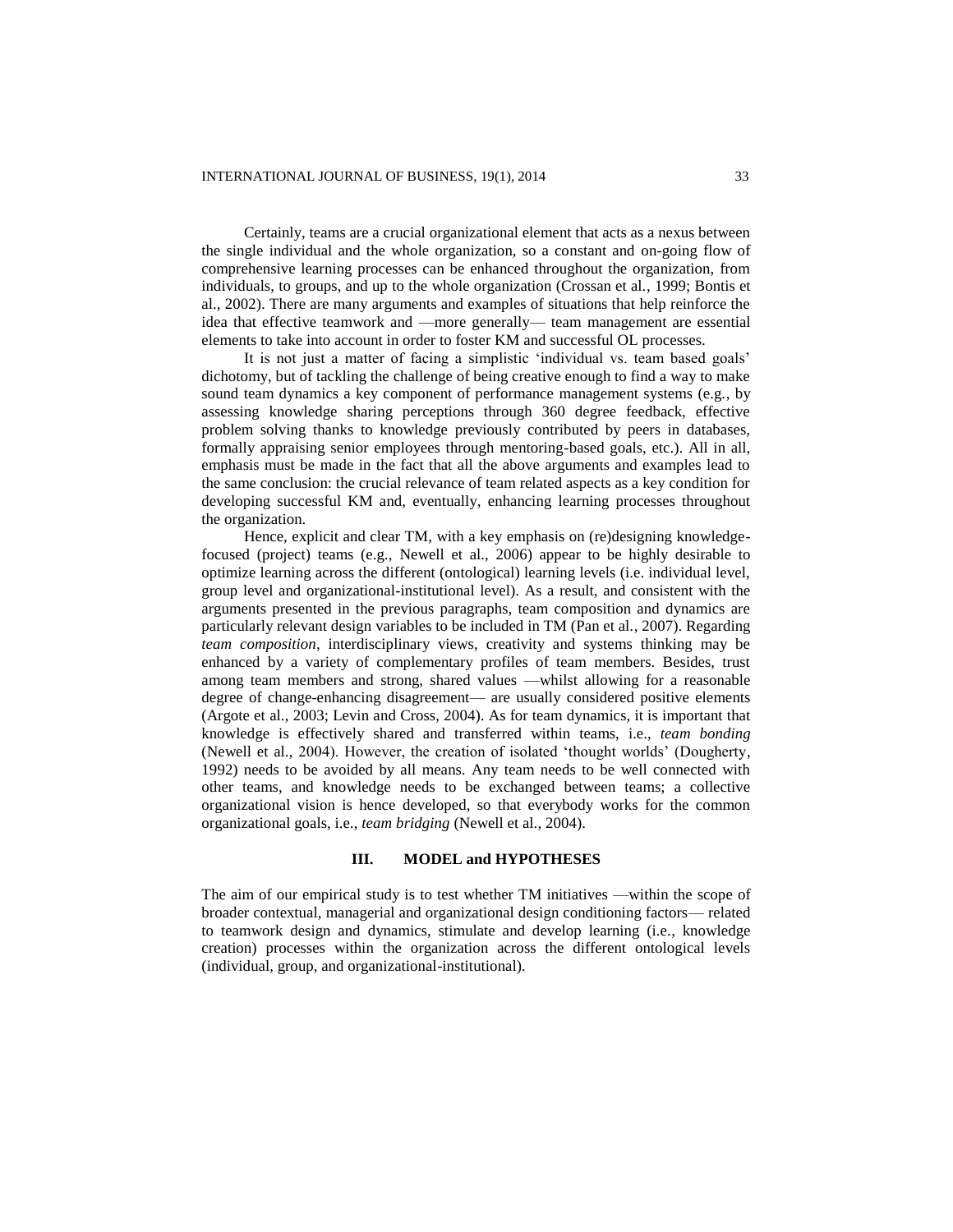Certainly, teams are a crucial organizational element that acts as a nexus between the single individual and the whole organization, so a constant and on-going flow of comprehensive learning processes can be enhanced throughout the organization, from individuals, to groups, and up to the whole organization (Crossan et al., 1999; Bontis et al., 2002). There are many arguments and examples of situations that help reinforce the idea that effective teamwork and —more generally— team management are essential elements to take into account in order to foster KM and successful OL processes.

It is not just a matter of facing a simplistic 'individual vs. team based goals' dichotomy, but of tackling the challenge of being creative enough to find a way to make sound team dynamics a key component of performance management systems (e.g., by assessing knowledge sharing perceptions through 360 degree feedback, effective problem solving thanks to knowledge previously contributed by peers in databases, formally appraising senior employees through mentoring-based goals, etc.). All in all, emphasis must be made in the fact that all the above arguments and examples lead to the same conclusion: the crucial relevance of team related aspects as a key condition for developing successful KM and, eventually, enhancing learning processes throughout the organization.

Hence, explicit and clear TM, with a key emphasis on (re)designing knowledge-focused (project) teams (e.g., Newell et al., 2006) appear to be highly desirable to optimize learning across the different (ontological) learning levels (i.e. individual level, group level and organizational-institutional level). As a result, and consistent with the arguments presented in the previous paragraphs, team composition and dynamics are particularly relevant design variables to be included in TM (Pan et al., 2007). Regarding *team composition*, interdisciplinary views, creativity and systems thinking may be enhanced by a variety of complementary profiles of team members. Besides, trust among team members and strong, shared values —whilst allowing for a reasonable degree of change-enhancing disagreement— are usually considered positive elements (Argote et al., 2003; Levin and Cross, 2004). As for team dynamics, it is important that knowledge is effectively shared and transferred within teams, i.e., *team bonding* (Newell et al., 2004). However, the creation of isolated 'thought worlds' (Dougherty, 1992) needs to be avoided by all means. Any team needs to be well connected with other teams, and knowledge needs to be exchanged between teams; a collective organizational vision is hence developed, so that everybody works for the common organizational goals, i.e., *team bridging* (Newell et al., 2004).

## III. MODEL and HYPOTHESES

The aim of our empirical study is to test whether TM initiatives —within the scope of broader contextual, managerial and organizational design conditioning factors— related to teamwork design and dynamics, stimulate and develop learning (i.e., knowledge creation) processes within the organization across the different ontological levels (individual, group, and organizational-institutional).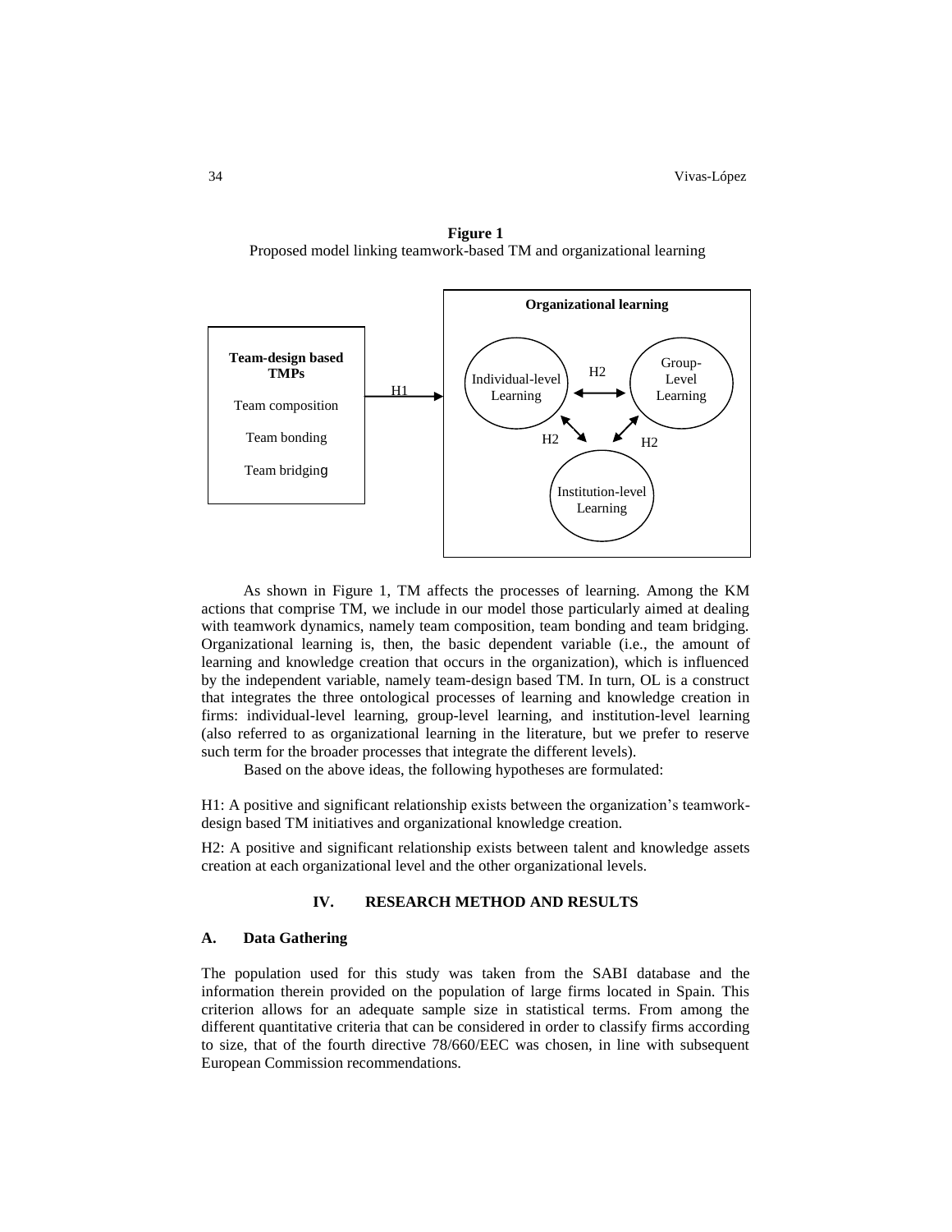**Figure 1**
Proposed model linking teamwork-based TM and organizational learning

Team-design based TMPs

Team composition

Team bonding

Team bridging

H1

Organizational learning

Individual-level Learning

H2

Group-Level Learning

H2

H2

Institution-level Learning

As shown in Figure 1, TM affects the processes of learning. Among the KM actions that comprise TM, we include in our model those particularly aimed at dealing with teamwork dynamics, namely team composition, team bonding and team bridging. Organizational learning is, then, the basic dependent variable (i.e., the amount of learning and knowledge creation that occurs in the organization), which is influenced by the independent variable, namely team-design based TM. In turn, OL is a construct that integrates the three ontological processes of learning and knowledge creation in firms: individual-level learning, group-level learning, and institution-level learning (also referred to as organizational learning in the literature, but we prefer to reserve such term for the broader processes that integrate the different levels).

Based on the above ideas, the following hypotheses are formulated:

H1: A positive and significant relationship exists between the organization's teamwork-design based TM initiatives and organizational knowledge creation.

H2: A positive and significant relationship exists between talent and knowledge assets creation at each organizational level and the other organizational levels.

## IV. RESEARCH METHOD AND RESULTS

### A. Data Gathering

The population used for this study was taken from the SABI database and the information therein provided on the population of large firms located in Spain. This criterion allows for an adequate sample size in statistical terms. From among the different quantitative criteria that can be considered in order to classify firms according to size, that of the fourth directive 78/660/EEC was chosen, in line with subsequent European Commission recommendations.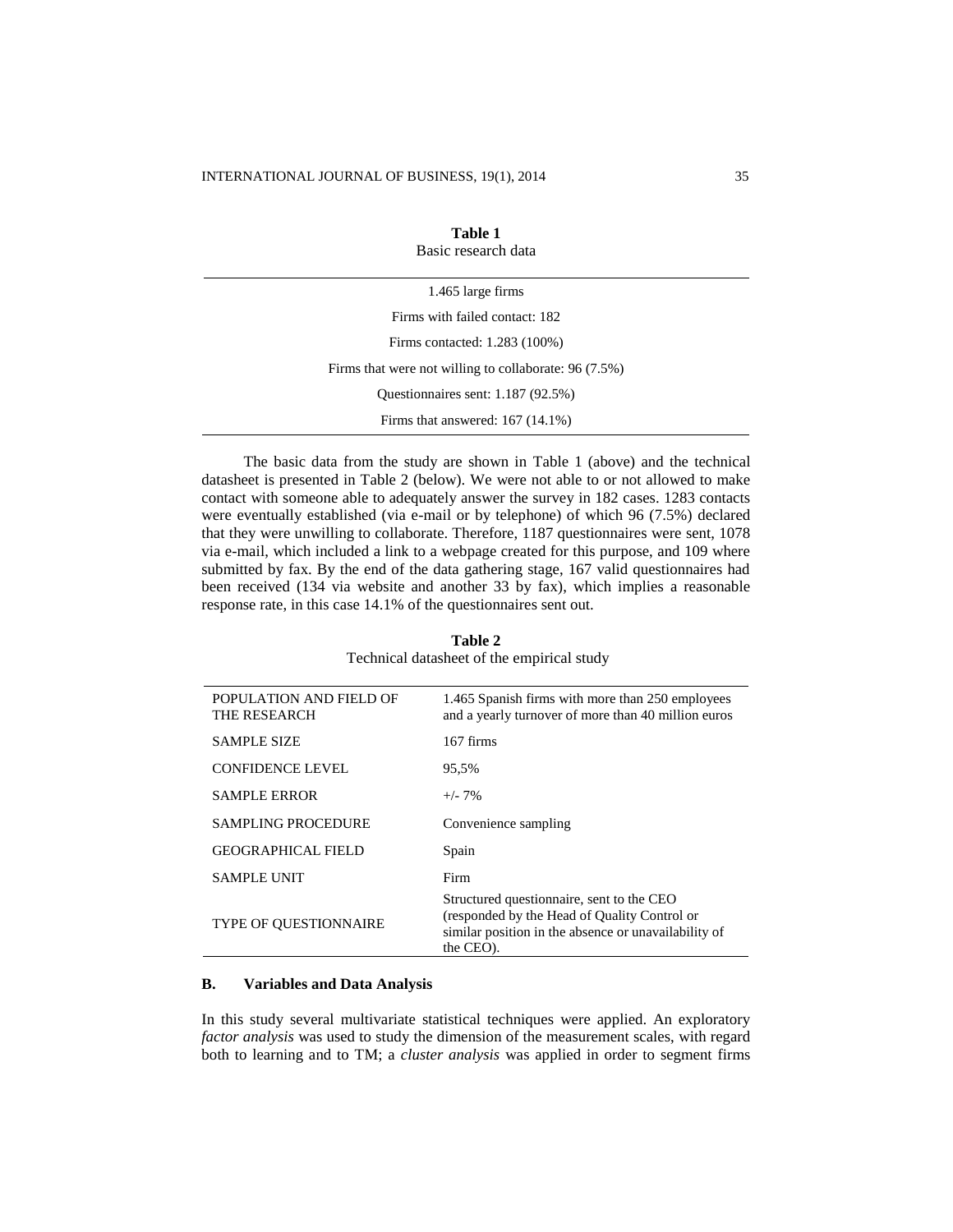**Table 1**
Basic research data

| |
|---|
| 1.465 large firms |
| Firms with failed contact: 182 |
| Firms contacted: 1.283 (100%) |
| Firms that were not willing to collaborate: 96 (7.5%) |
| Questionnaires sent: 1.187 (92.5%) |
| Firms that answered: 167 (14.1%) |

The basic data from the study are shown in Table 1 (above) and the technical datasheet is presented in Table 2 (below). We were not able to or not allowed to make contact with someone able to adequately answer the survey in 182 cases. 1283 contacts were eventually established (via e-mail or by telephone) of which 96 (7.5%) declared that they were unwilling to collaborate. Therefore, 1187 questionnaires were sent, 1078 via e-mail, which included a link to a webpage created for this purpose, and 109 where submitted by fax. By the end of the data gathering stage, 167 valid questionnaires had been received (134 via website and another 33 by fax), which implies a reasonable response rate, in this case 14.1% of the questionnaires sent out.

**Table 2**
Technical datasheet of the empirical study

| | |
|---|---|
| POPULATION AND FIELD OF THE RESEARCH | 1.465 Spanish firms with more than 250 employees and a yearly turnover of more than 40 million euros |
| SAMPLE SIZE | 167 firms |
| CONFIDENCE LEVEL | 95,5% |
| SAMPLE ERROR | +/- 7% |
| SAMPLING PROCEDURE | Convenience sampling |
| GEOGRAPHICAL FIELD | Spain |
| SAMPLE UNIT | Firm |
| TYPE OF QUESTIONNAIRE | Structured questionnaire, sent to the CEO (responded by the Head of Quality Control or similar position in the absence or unavailability of the CEO). |

### B. Variables and Data Analysis

In this study several multivariate statistical techniques were applied. An exploratory *factor analysis* was used to study the dimension of the measurement scales, with regard both to learning and to TM; a *cluster analysis* was applied in order to segment firms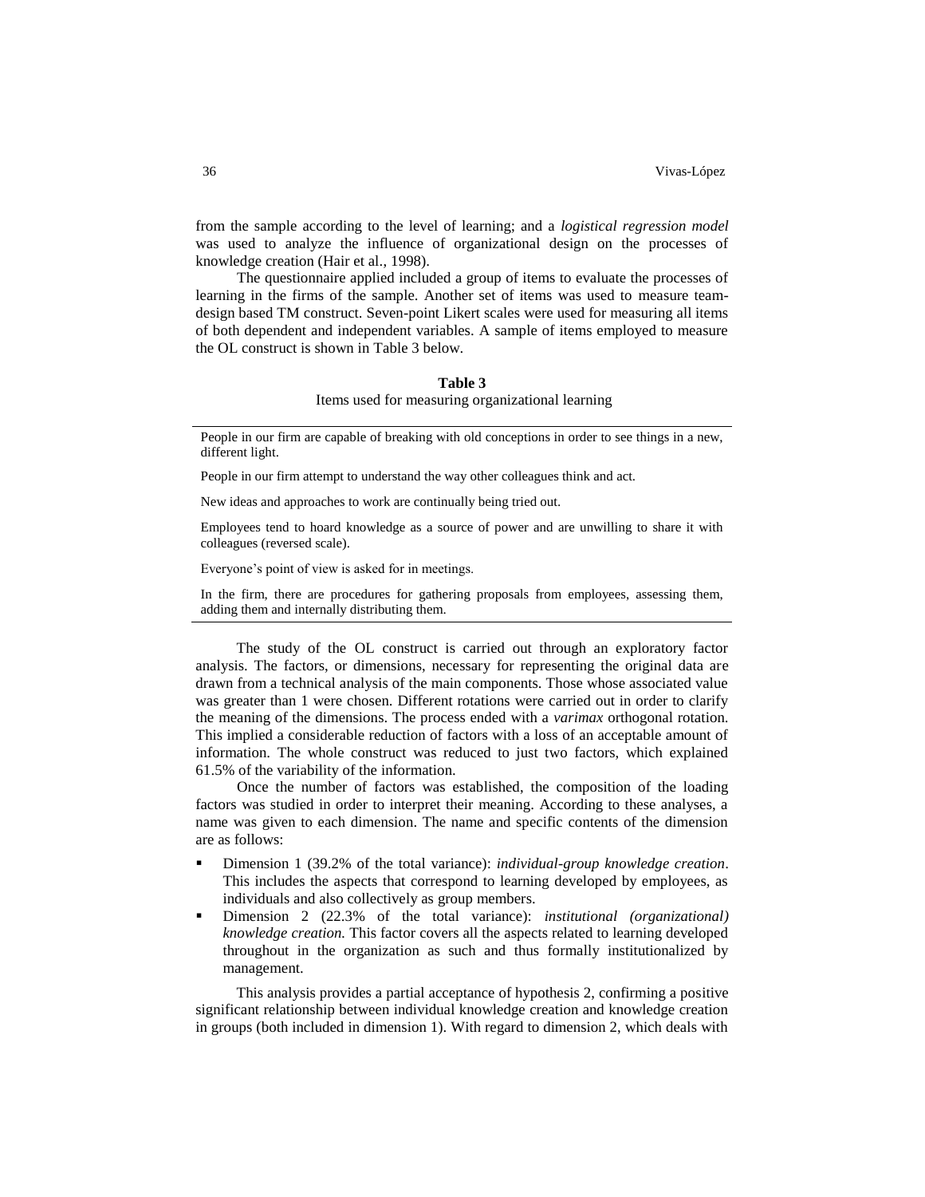from the sample according to the level of learning; and a *logistical regression model* was used to analyze the influence of organizational design on the processes of knowledge creation (Hair et al., 1998).

The questionnaire applied included a group of items to evaluate the processes of learning in the firms of the sample. Another set of items was used to measure team-design based TM construct. Seven-point Likert scales were used for measuring all items of both dependent and independent variables. A sample of items employed to measure the OL construct is shown in Table 3 below.

**Table 3**

Items used for measuring organizational learning

| |
|---|
| People in our firm are capable of breaking with old conceptions in order to see things in a new, different light. |
| People in our firm attempt to understand the way other colleagues think and act. |
| New ideas and approaches to work are continually being tried out. |
| Employees tend to hoard knowledge as a source of power and are unwilling to share it with colleagues (reversed scale). |
| Everyone's point of view is asked for in meetings. |
| In the firm, there are procedures for gathering proposals from employees, assessing them, adding them and internally distributing them. |

The study of the OL construct is carried out through an exploratory factor analysis. The factors, or dimensions, necessary for representing the original data are drawn from a technical analysis of the main components. Those whose associated value was greater than 1 were chosen. Different rotations were carried out in order to clarify the meaning of the dimensions. The process ended with a *varimax* orthogonal rotation. This implied a considerable reduction of factors with a loss of an acceptable amount of information. The whole construct was reduced to just two factors, which explained 61.5% of the variability of the information.

Once the number of factors was established, the composition of the loading factors was studied in order to interpret their meaning. According to these analyses, a name was given to each dimension. The name and specific contents of the dimension are as follows:

- Dimension 1 (39.2% of the total variance): *individual-group knowledge creation*. This includes the aspects that correspond to learning developed by employees, as individuals and also collectively as group members.
- Dimension 2 (22.3% of the total variance): *institutional (organizational) knowledge creation.* This factor covers all the aspects related to learning developed throughout in the organization as such and thus formally institutionalized by management.

This analysis provides a partial acceptance of hypothesis 2, confirming a positive significant relationship between individual knowledge creation and knowledge creation in groups (both included in dimension 1). With regard to dimension 2, which deals with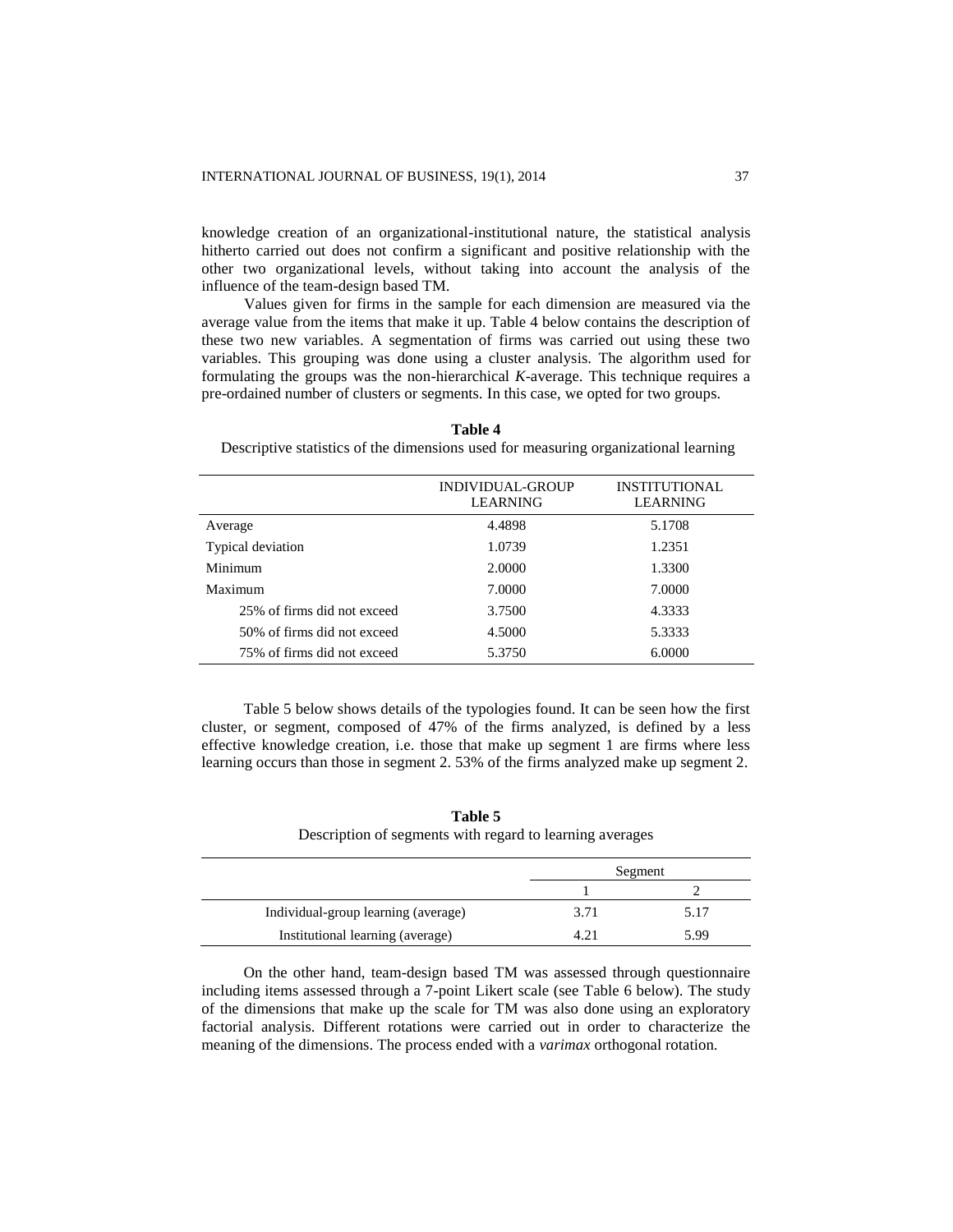knowledge creation of an organizational-institutional nature, the statistical analysis hitherto carried out does not confirm a significant and positive relationship with the other two organizational levels, without taking into account the analysis of the influence of the team-design based TM.

Values given for firms in the sample for each dimension are measured via the average value from the items that make it up. Table 4 below contains the description of these two new variables. A segmentation of firms was carried out using these two variables. This grouping was done using a cluster analysis. The algorithm used for formulating the groups was the non-hierarchical *K*-average. This technique requires a pre-ordained number of clusters or segments. In this case, we opted for two groups.

**Table 4**

Descriptive statistics of the dimensions used for measuring organizational learning

| | INDIVIDUAL-GROUP LEARNING | INSTITUTIONAL LEARNING |
|---|---|---|
| Average | 4.4898 | 5.1708 |
| Typical deviation | 1.0739 | 1.2351 |
| Minimum | 2.0000 | 1.3300 |
| Maximum | 7.0000 | 7.0000 |
| 25% of firms did not exceed | 3.7500 | 4.3333 |
| 50% of firms did not exceed | 4.5000 | 5.3333 |
| 75% of firms did not exceed | 5.3750 | 6.0000 |

Table 5 below shows details of the typologies found. It can be seen how the first cluster, or segment, composed of 47% of the firms analyzed, is defined by a less effective knowledge creation, i.e. those that make up segment 1 are firms where less learning occurs than those in segment 2. 53% of the firms analyzed make up segment 2.

**Table 5**

Description of segments with regard to learning averages

| | Segment | |
|---|---|---|
| | 1 | 2 |
| Individual-group learning (average) | 3.71 | 5.17 |
| Institutional learning (average) | 4.21 | 5.99 |

On the other hand, team-design based TM was assessed through questionnaire including items assessed through a 7-point Likert scale (see Table 6 below). The study of the dimensions that make up the scale for TM was also done using an exploratory factorial analysis. Different rotations were carried out in order to characterize the meaning of the dimensions. The process ended with a *varimax* orthogonal rotation.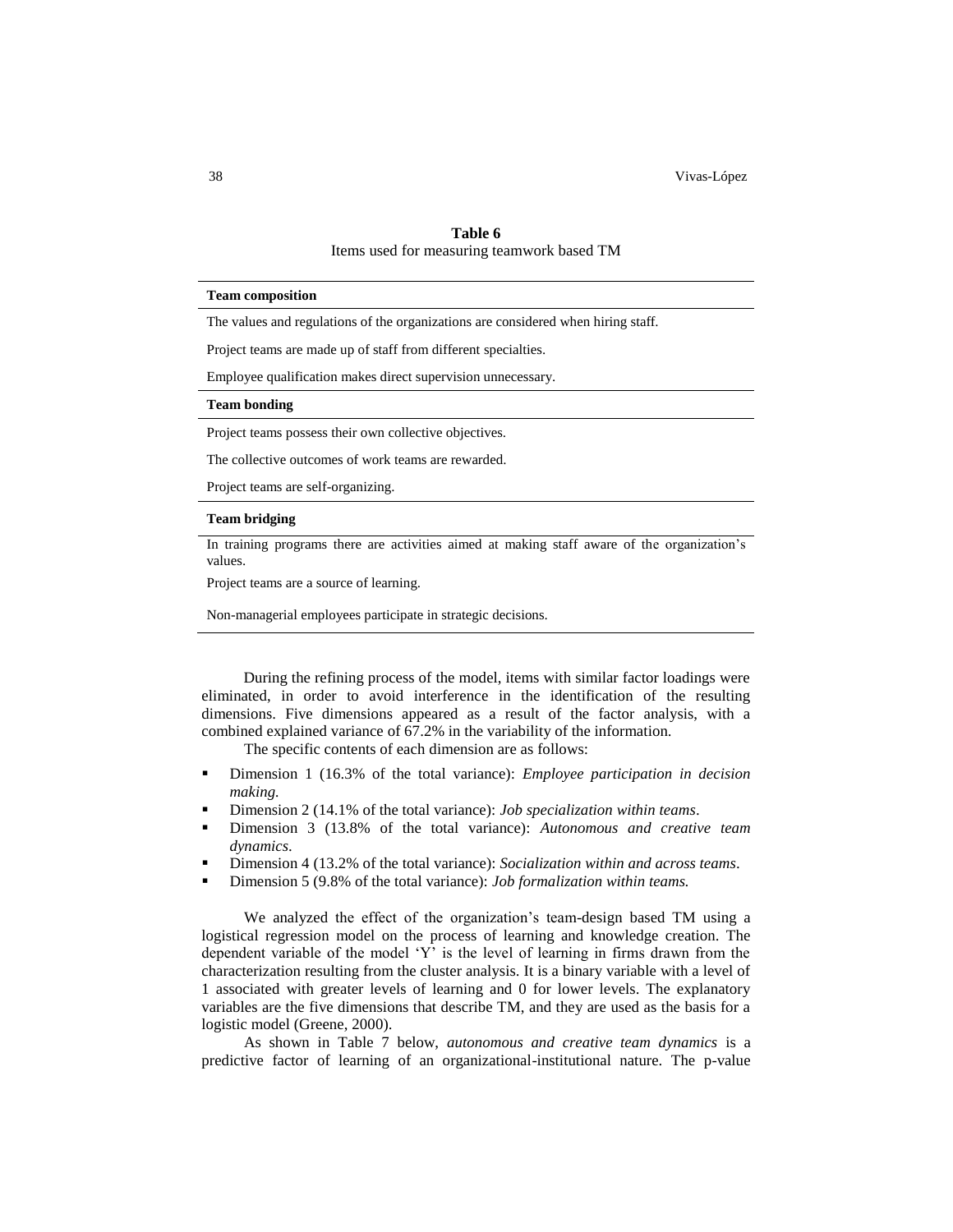**Table 6**
Items used for measuring teamwork based TM

| |
|---|
| **Team composition** |
| The values and regulations of the organizations are considered when hiring staff. |
| Project teams are made up of staff from different specialties. |
| Employee qualification makes direct supervision unnecessary. |
| **Team bonding** |
| Project teams possess their own collective objectives. |
| The collective outcomes of work teams are rewarded. |
| Project teams are self-organizing. |
| **Team bridging** |
| In training programs there are activities aimed at making staff aware of the organization's values. |
| Project teams are a source of learning. |
| Non-managerial employees participate in strategic decisions. |

During the refining process of the model, items with similar factor loadings were eliminated, in order to avoid interference in the identification of the resulting dimensions. Five dimensions appeared as a result of the factor analysis, with a combined explained variance of 67.2% in the variability of the information.

The specific contents of each dimension are as follows:

- Dimension 1 (16.3% of the total variance): *Employee participation in decision making.*
- Dimension 2 (14.1% of the total variance): *Job specialization within teams*.
- Dimension 3 (13.8% of the total variance): *Autonomous and creative team dynamics*.
- Dimension 4 (13.2% of the total variance): *Socialization within and across teams*.
- Dimension 5 (9.8% of the total variance): *Job formalization within teams.*

We analyzed the effect of the organization's team-design based TM using a logistical regression model on the process of learning and knowledge creation. The dependent variable of the model 'Y' is the level of learning in firms drawn from the characterization resulting from the cluster analysis. It is a binary variable with a level of 1 associated with greater levels of learning and 0 for lower levels. The explanatory variables are the five dimensions that describe TM, and they are used as the basis for a logistic model (Greene, 2000).

As shown in Table 7 below, *autonomous and creative team dynamics* is a predictive factor of learning of an organizational-institutional nature. The p-value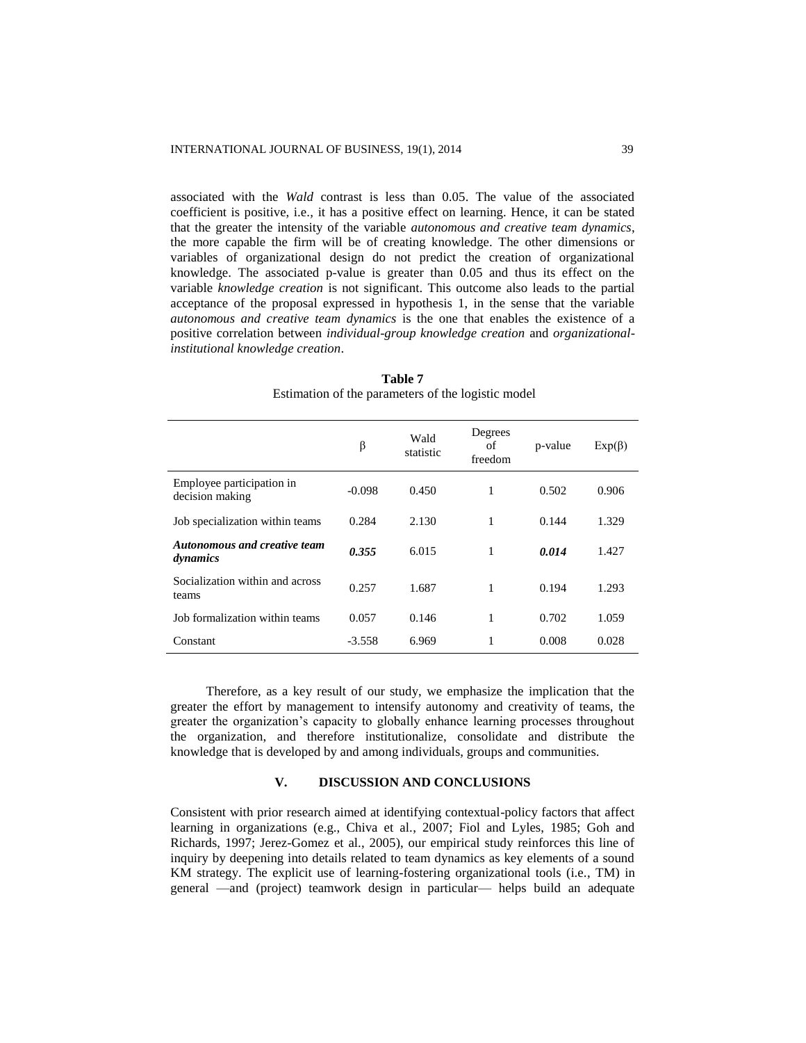associated with the *Wald* contrast is less than 0.05. The value of the associated coefficient is positive, i.e., it has a positive effect on learning. Hence, it can be stated that the greater the intensity of the variable *autonomous and creative team dynamics*, the more capable the firm will be of creating knowledge. The other dimensions or variables of organizational design do not predict the creation of organizational knowledge. The associated p-value is greater than 0.05 and thus its effect on the variable *knowledge creation* is not significant. This outcome also leads to the partial acceptance of the proposal expressed in hypothesis 1, in the sense that the variable *autonomous and creative team dynamics* is the one that enables the existence of a positive correlation between *individual-group knowledge creation* and *organizational-institutional knowledge creation*.

**Table 7**
Estimation of the parameters of the logistic model

| | β | Wald statistic | Degrees of freedom | p-value | Exp(β) |
|---|---|---|---|---|---|
| Employee participation in decision making | -0.098 | 0.450 | 1 | 0.502 | 0.906 |
| Job specialization within teams | 0.284 | 2.130 | 1 | 0.144 | 1.329 |
| ***Autonomous and creative team dynamics*** | ***0.355*** | 6.015 | 1 | ***0.014*** | 1.427 |
| Socialization within and across teams | 0.257 | 1.687 | 1 | 0.194 | 1.293 |
| Job formalization within teams | 0.057 | 0.146 | 1 | 0.702 | 1.059 |
| Constant | -3.558 | 6.969 | 1 | 0.008 | 0.028 |

Therefore, as a key result of our study, we emphasize the implication that the greater the effort by management to intensify autonomy and creativity of teams, the greater the organization's capacity to globally enhance learning processes throughout the organization, and therefore institutionalize, consolidate and distribute the knowledge that is developed by and among individuals, groups and communities.

## V. DISCUSSION AND CONCLUSIONS

Consistent with prior research aimed at identifying contextual-policy factors that affect learning in organizations (e.g., Chiva et al., 2007; Fiol and Lyles, 1985; Goh and Richards, 1997; Jerez-Gomez et al., 2005), our empirical study reinforces this line of inquiry by deepening into details related to team dynamics as key elements of a sound KM strategy. The explicit use of learning-fostering organizational tools (i.e., TM) in general —and (project) teamwork design in particular— helps build an adequate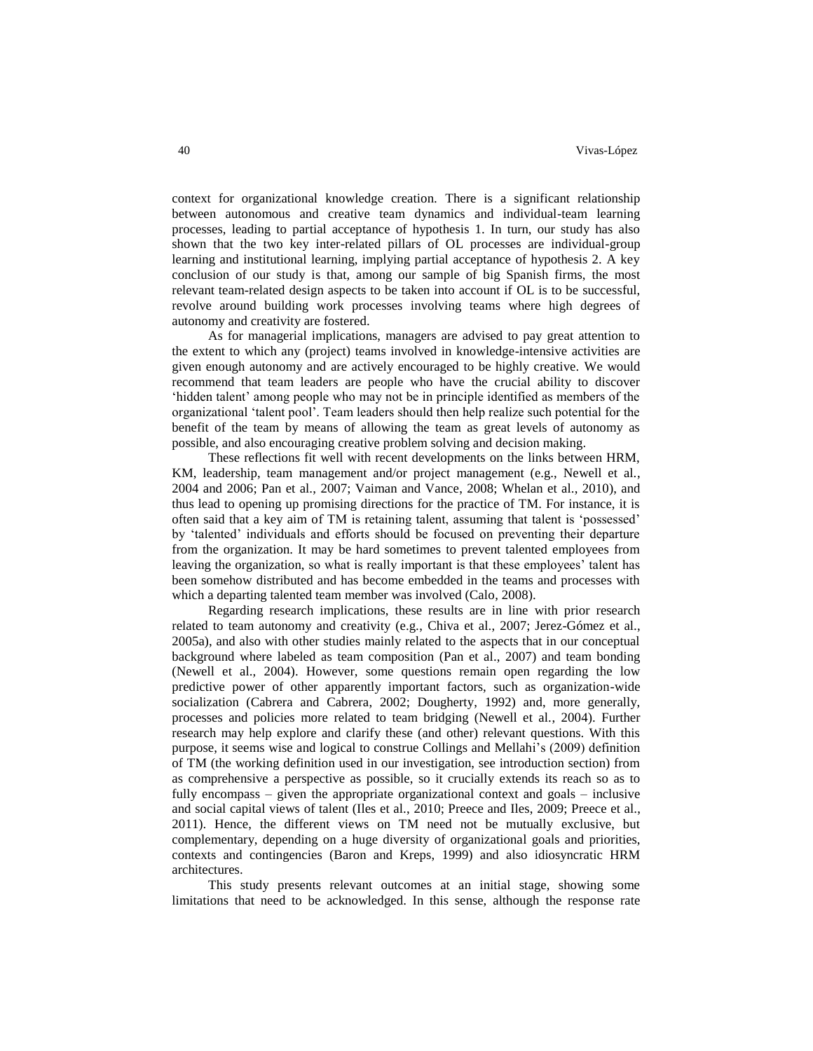context for organizational knowledge creation. There is a significant relationship between autonomous and creative team dynamics and individual-team learning processes, leading to partial acceptance of hypothesis 1. In turn, our study has also shown that the two key inter-related pillars of OL processes are individual-group learning and institutional learning, implying partial acceptance of hypothesis 2. A key conclusion of our study is that, among our sample of big Spanish firms, the most relevant team-related design aspects to be taken into account if OL is to be successful, revolve around building work processes involving teams where high degrees of autonomy and creativity are fostered.

As for managerial implications, managers are advised to pay great attention to the extent to which any (project) teams involved in knowledge-intensive activities are given enough autonomy and are actively encouraged to be highly creative. We would recommend that team leaders are people who have the crucial ability to discover 'hidden talent' among people who may not be in principle identified as members of the organizational 'talent pool'. Team leaders should then help realize such potential for the benefit of the team by means of allowing the team as great levels of autonomy as possible, and also encouraging creative problem solving and decision making.

These reflections fit well with recent developments on the links between HRM, KM, leadership, team management and/or project management (e.g., Newell et al., 2004 and 2006; Pan et al., 2007; Vaiman and Vance, 2008; Whelan et al., 2010), and thus lead to opening up promising directions for the practice of TM. For instance, it is often said that a key aim of TM is retaining talent, assuming that talent is 'possessed' by 'talented' individuals and efforts should be focused on preventing their departure from the organization. It may be hard sometimes to prevent talented employees from leaving the organization, so what is really important is that these employees' talent has been somehow distributed and has become embedded in the teams and processes with which a departing talented team member was involved (Calo, 2008).

Regarding research implications, these results are in line with prior research related to team autonomy and creativity (e.g., Chiva et al., 2007; Jerez-Gómez et al., 2005a), and also with other studies mainly related to the aspects that in our conceptual background where labeled as team composition (Pan et al., 2007) and team bonding (Newell et al., 2004). However, some questions remain open regarding the low predictive power of other apparently important factors, such as organization-wide socialization (Cabrera and Cabrera, 2002; Dougherty, 1992) and, more generally, processes and policies more related to team bridging (Newell et al., 2004). Further research may help explore and clarify these (and other) relevant questions. With this purpose, it seems wise and logical to construe Collings and Mellahi's (2009) definition of TM (the working definition used in our investigation, see introduction section) from as comprehensive a perspective as possible, so it crucially extends its reach so as to fully encompass – given the appropriate organizational context and goals – inclusive and social capital views of talent (Iles et al., 2010; Preece and Iles, 2009; Preece et al., 2011). Hence, the different views on TM need not be mutually exclusive, but complementary, depending on a huge diversity of organizational goals and priorities, contexts and contingencies (Baron and Kreps, 1999) and also idiosyncratic HRM architectures.

This study presents relevant outcomes at an initial stage, showing some limitations that need to be acknowledged. In this sense, although the response rate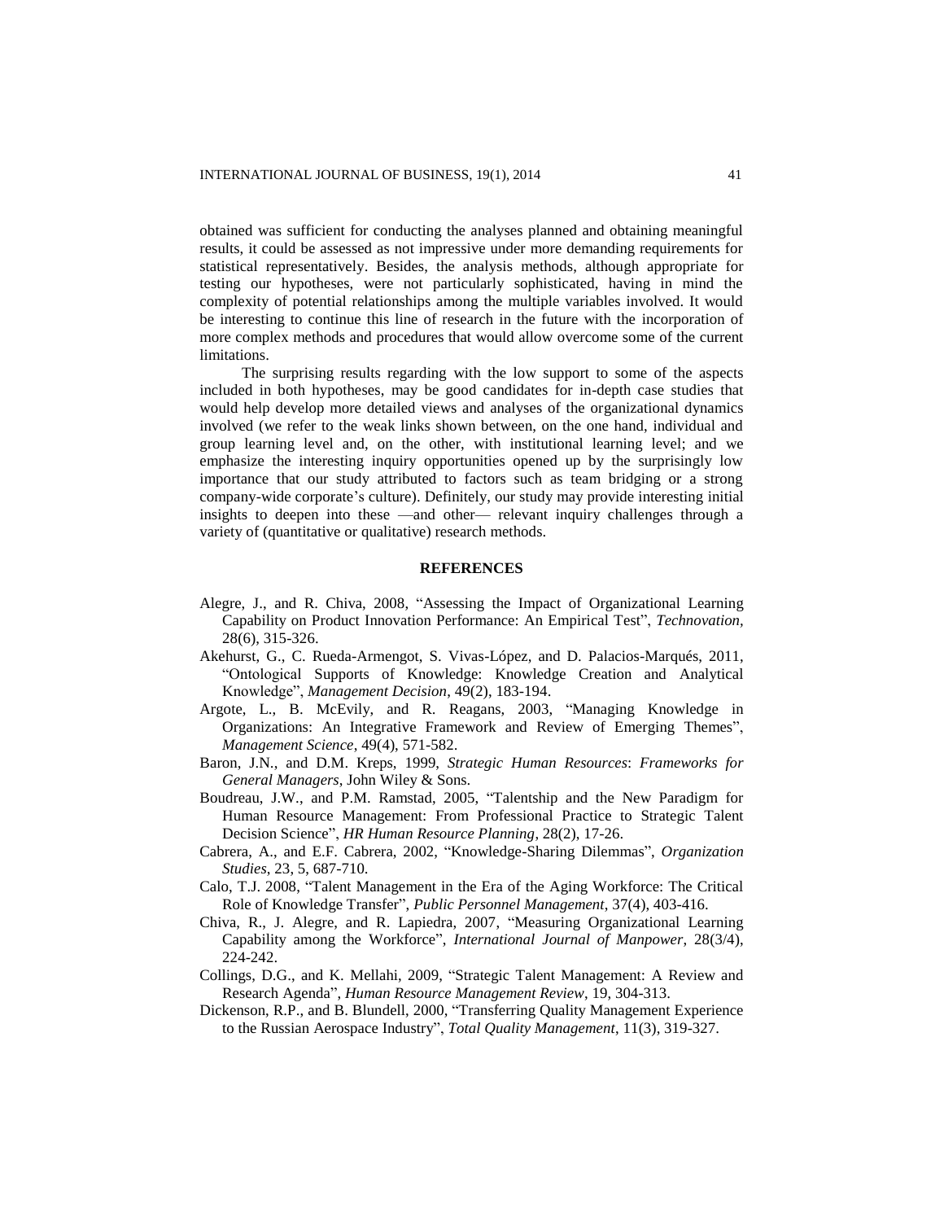obtained was sufficient for conducting the analyses planned and obtaining meaningful results, it could be assessed as not impressive under more demanding requirements for statistical representatively. Besides, the analysis methods, although appropriate for testing our hypotheses, were not particularly sophisticated, having in mind the complexity of potential relationships among the multiple variables involved. It would be interesting to continue this line of research in the future with the incorporation of more complex methods and procedures that would allow overcome some of the current limitations.

The surprising results regarding with the low support to some of the aspects included in both hypotheses, may be good candidates for in-depth case studies that would help develop more detailed views and analyses of the organizational dynamics involved (we refer to the weak links shown between, on the one hand, individual and group learning level and, on the other, with institutional learning level; and we emphasize the interesting inquiry opportunities opened up by the surprisingly low importance that our study attributed to factors such as team bridging or a strong company-wide corporate's culture). Definitely, our study may provide interesting initial insights to deepen into these —and other— relevant inquiry challenges through a variety of (quantitative or qualitative) research methods.

## REFERENCES

Alegre, J., and R. Chiva, 2008, "Assessing the Impact of Organizational Learning Capability on Product Innovation Performance: An Empirical Test", *Technovation*, 28(6), 315-326.

Akehurst, G., C. Rueda-Armengot, S. Vivas-López, and D. Palacios-Marqués, 2011, "Ontological Supports of Knowledge: Knowledge Creation and Analytical Knowledge", *Management Decision*, 49(2), 183-194.

Argote, L., B. McEvily, and R. Reagans, 2003, "Managing Knowledge in Organizations: An Integrative Framework and Review of Emerging Themes", *Management Science*, 49(4), 571-582.

Baron, J.N., and D.M. Kreps, 1999, *Strategic Human Resources*: *Frameworks for General Managers*, John Wiley & Sons.

Boudreau, J.W., and P.M. Ramstad, 2005, "Talentship and the New Paradigm for Human Resource Management: From Professional Practice to Strategic Talent Decision Science", *HR Human Resource Planning*, 28(2), 17-26.

Cabrera, A., and E.F. Cabrera, 2002, "Knowledge-Sharing Dilemmas", *Organization Studies*, 23, 5, 687-710.

Calo, T.J. 2008, "Talent Management in the Era of the Aging Workforce: The Critical Role of Knowledge Transfer", *Public Personnel Management*, 37(4), 403-416.

Chiva, R., J. Alegre, and R. Lapiedra, 2007, "Measuring Organizational Learning Capability among the Workforce", *International Journal of Manpower*, 28(3/4), 224-242.

Collings, D.G., and K. Mellahi, 2009, "Strategic Talent Management: A Review and Research Agenda", *Human Resource Management Review*, 19, 304-313.

Dickenson, R.P., and B. Blundell, 2000, "Transferring Quality Management Experience to the Russian Aerospace Industry", *Total Quality Management*, 11(3), 319-327.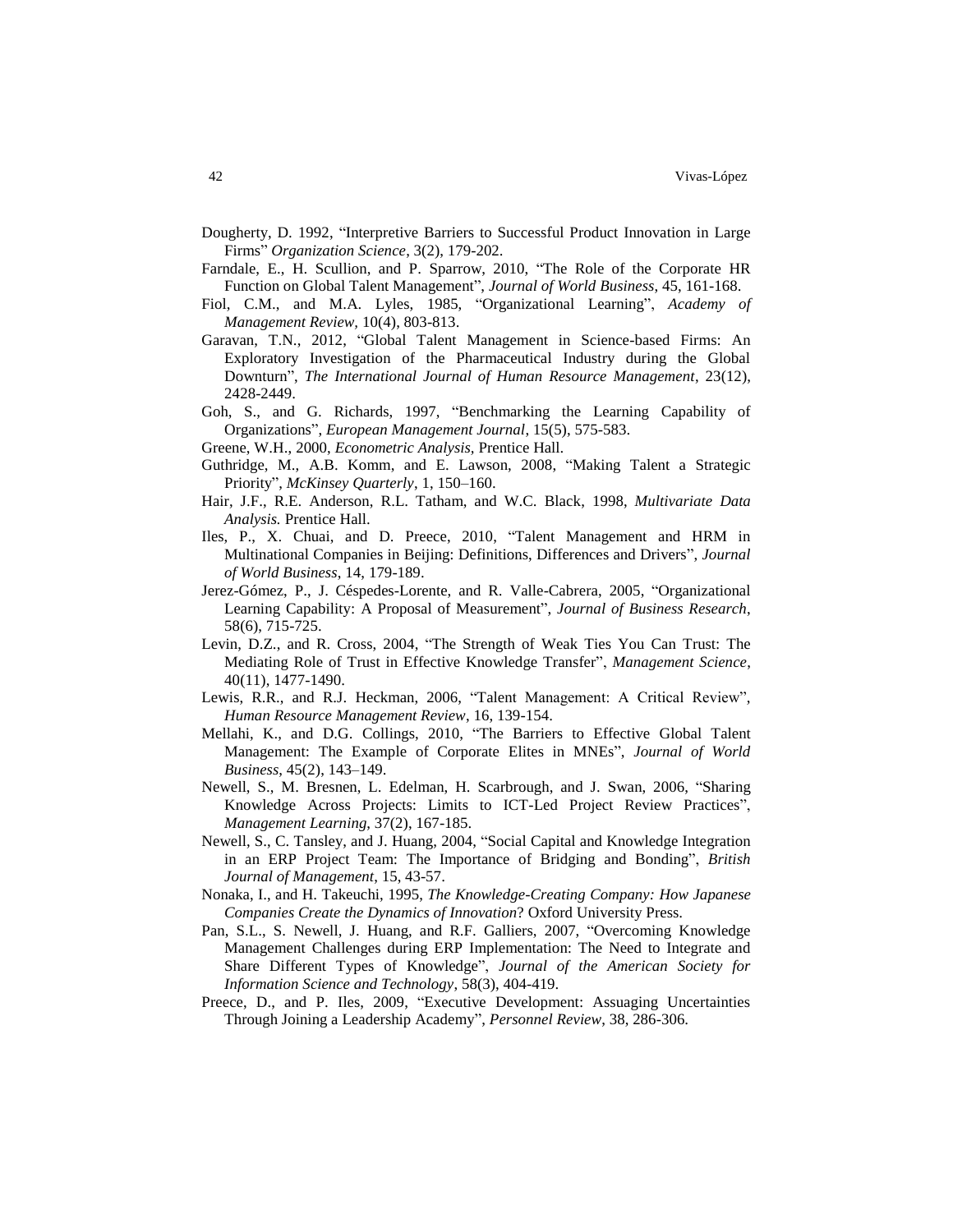Dougherty, D. 1992, “Interpretive Barriers to Successful Product Innovation in Large Firms” *Organization Science*, 3(2), 179-202.

Farndale, E., H. Scullion, and P. Sparrow, 2010, “The Role of the Corporate HR Function on Global Talent Management”, *Journal of World Business*, 45, 161-168.

Fiol, C.M., and M.A. Lyles, 1985, “Organizational Learning”, *Academy of Management Review*, 10(4), 803-813.

Garavan, T.N., 2012, “Global Talent Management in Science-based Firms: An Exploratory Investigation of the Pharmaceutical Industry during the Global Downturn”, *The International Journal of Human Resource Management*, 23(12), 2428-2449.

Goh, S., and G. Richards, 1997, “Benchmarking the Learning Capability of Organizations”, *European Management Journal*, 15(5), 575-583.

Greene, W.H., 2000, *Econometric Analysis*, Prentice Hall.

Guthridge, M., A.B. Komm, and E. Lawson, 2008, “Making Talent a Strategic Priority”, *McKinsey Quarterly*, 1, 150–160.

Hair, J.F., R.E. Anderson, R.L. Tatham, and W.C. Black, 1998, *Multivariate Data Analysis.* Prentice Hall.

Iles, P., X. Chuai, and D. Preece, 2010, “Talent Management and HRM in Multinational Companies in Beijing: Definitions, Differences and Drivers”, *Journal of World Business*, 14, 179-189.

Jerez-Gómez, P., J. Céspedes-Lorente, and R. Valle-Cabrera, 2005, “Organizational Learning Capability: A Proposal of Measurement”, *Journal of Business Research*, 58(6), 715-725.

Levin, D.Z., and R. Cross, 2004, “The Strength of Weak Ties You Can Trust: The Mediating Role of Trust in Effective Knowledge Transfer”, *Management Science*, 40(11), 1477-1490.

Lewis, R.R., and R.J. Heckman, 2006, “Talent Management: A Critical Review”, *Human Resource Management Review*, 16, 139-154.

Mellahi, K., and D.G. Collings, 2010, “The Barriers to Effective Global Talent Management: The Example of Corporate Elites in MNEs”, *Journal of World Business*, 45(2), 143–149.

Newell, S., M. Bresnen, L. Edelman, H. Scarbrough, and J. Swan, 2006, “Sharing Knowledge Across Projects: Limits to ICT-Led Project Review Practices”, *Management Learning*, 37(2), 167-185.

Newell, S., C. Tansley, and J. Huang, 2004, “Social Capital and Knowledge Integration in an ERP Project Team: The Importance of Bridging and Bonding”, *British Journal of Management*, 15, 43-57.

Nonaka, I., and H. Takeuchi, 1995, *The Knowledge-Creating Company: How Japanese Companies Create the Dynamics of Innovation*? Oxford University Press.

Pan, S.L., S. Newell, J. Huang, and R.F. Galliers, 2007, “Overcoming Knowledge Management Challenges during ERP Implementation: The Need to Integrate and Share Different Types of Knowledge”, *Journal of the American Society for Information Science and Technology*, 58(3), 404-419.

Preece, D., and P. Iles, 2009, “Executive Development: Assuaging Uncertainties Through Joining a Leadership Academy”, *Personnel Review*, 38, 286-306.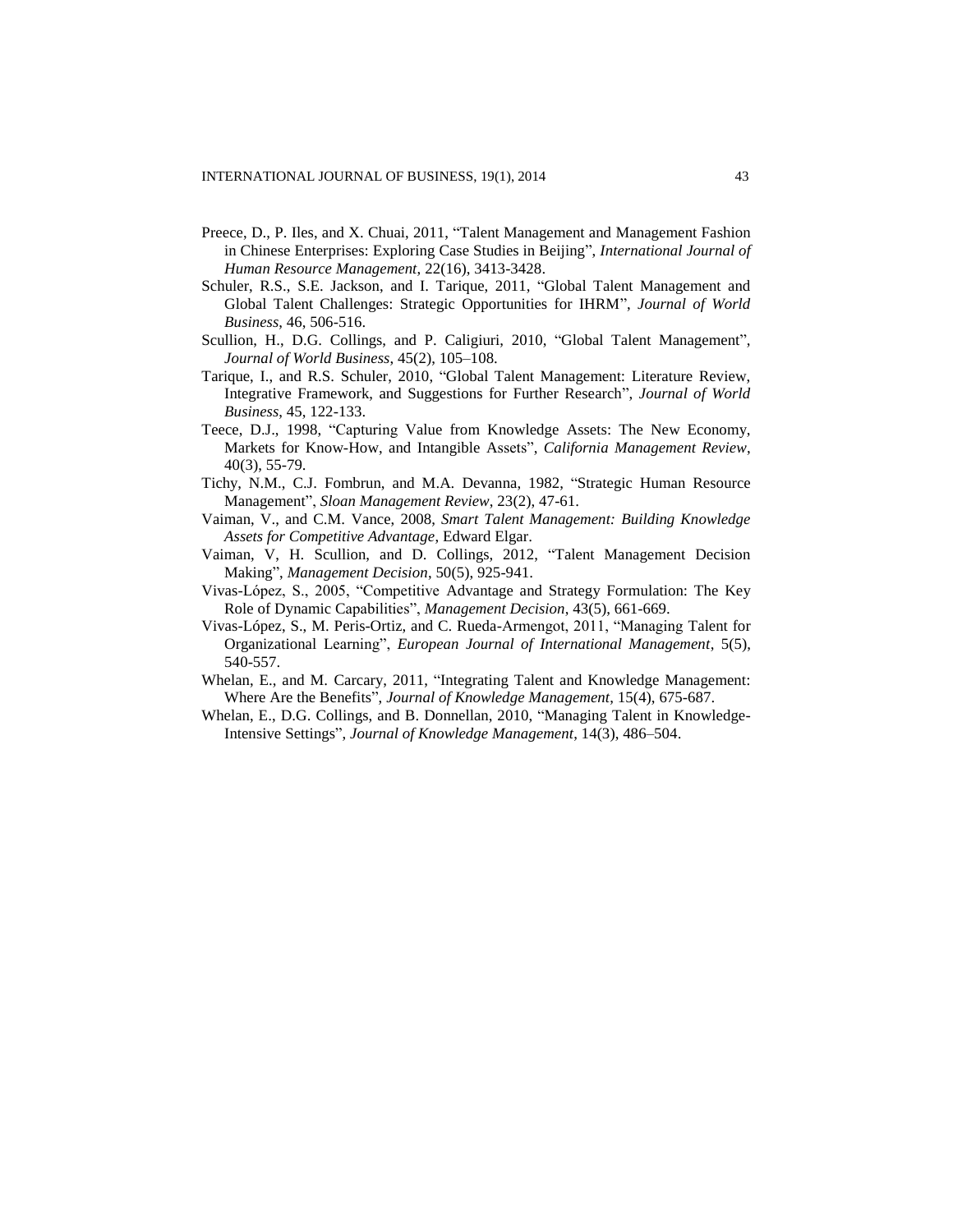Preece, D., P. Iles, and X. Chuai, 2011, "Talent Management and Management Fashion in Chinese Enterprises: Exploring Case Studies in Beijing", *International Journal of Human Resource Management*, 22(16), 3413-3428.

Schuler, R.S., S.E. Jackson, and I. Tarique, 2011, "Global Talent Management and Global Talent Challenges: Strategic Opportunities for IHRM", *Journal of World Business*, 46, 506-516.

Scullion, H., D.G. Collings, and P. Caligiuri, 2010, "Global Talent Management", *Journal of World Business*, 45(2), 105–108.

Tarique, I., and R.S. Schuler, 2010, "Global Talent Management: Literature Review, Integrative Framework, and Suggestions for Further Research", *Journal of World Business*, 45, 122-133.

Teece, D.J., 1998, "Capturing Value from Knowledge Assets: The New Economy, Markets for Know-How, and Intangible Assets", *California Management Review*, 40(3), 55-79.

Tichy, N.M., C.J. Fombrun, and M.A. Devanna, 1982, "Strategic Human Resource Management", *Sloan Management Review*, 23(2), 47-61.

Vaiman, V., and C.M. Vance, 2008, *Smart Talent Management: Building Knowledge Assets for Competitive Advantage*, Edward Elgar.

Vaiman, V, H. Scullion, and D. Collings, 2012, "Talent Management Decision Making", *Management Decision*, 50(5), 925-941.

Vivas-López, S., 2005, "Competitive Advantage and Strategy Formulation: The Key Role of Dynamic Capabilities", *Management Decision*, 43(5), 661-669.

Vivas-López, S., M. Peris-Ortiz, and C. Rueda-Armengot, 2011, "Managing Talent for Organizational Learning", *European Journal of International Management*, 5(5), 540-557.

Whelan, E., and M. Carcary, 2011, "Integrating Talent and Knowledge Management: Where Are the Benefits", *Journal of Knowledge Management*, 15(4), 675-687.

Whelan, E., D.G. Collings, and B. Donnellan, 2010, "Managing Talent in Knowledge-Intensive Settings", *Journal of Knowledge Management*, 14(3), 486–504.